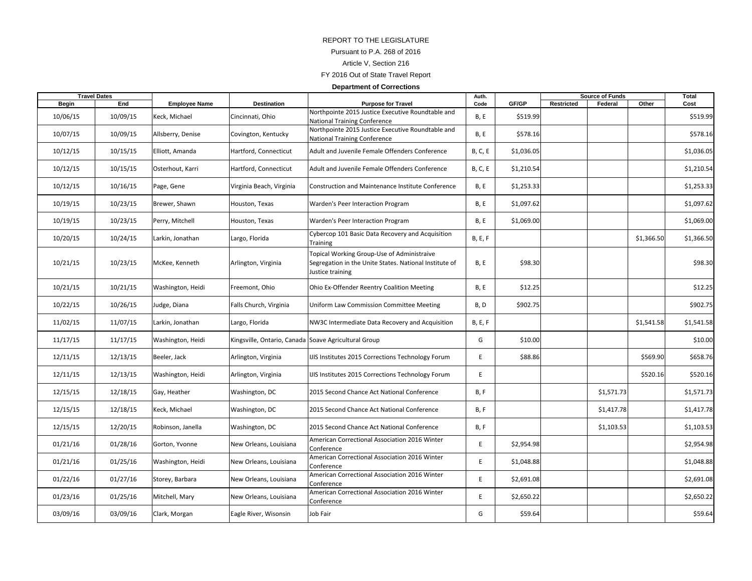REPORT TO THE LEGISLATURE

Pursuant to P.A. 268 of 2016

Article V, Section 216

FY 2016 Out of State Travel Report

**Department of Corrections**

| Travel Dates | | | | | Auth. | | Source of Funds | | | Total |
|---|---|---|---|---|---|---|---|---|---|---|
| Begin | End | Employee Name | Destination | Purpose for Travel | Code | GF/GP | Restricted | Federal | Other | Cost |
| 10/06/15 | 10/09/15 | Keck, Michael | Cincinnati, Ohio | Northpointe 2015 Justice Executive Roundtable and National Training Conference | B, E | $519.99 | | | | $519.99 |
| 10/07/15 | 10/09/15 | Allsberry, Denise | Covington, Kentucky | Northpointe 2015 Justice Executive Roundtable and National Training Conference | B, E | $578.16 | | | | $578.16 |
| 10/12/15 | 10/15/15 | Elliott, Amanda | Hartford, Connecticut | Adult and Juvenile Female Offenders Conference | B, C, E | $1,036.05 | | | | $1,036.05 |
| 10/12/15 | 10/15/15 | Osterhout, Karri | Hartford, Connecticut | Adult and Juvenile Female Offenders Conference | B, C, E | $1,210.54 | | | | $1,210.54 |
| 10/12/15 | 10/16/15 | Page, Gene | Virginia Beach, Virginia | Construction and Maintenance Institute Conference | B, E | $1,253.33 | | | | $1,253.33 |
| 10/19/15 | 10/23/15 | Brewer, Shawn | Houston, Texas | Warden's Peer Interaction Program | B, E | $1,097.62 | | | | $1,097.62 |
| 10/19/15 | 10/23/15 | Perry, Mitchell | Houston, Texas | Warden's Peer Interaction Program | B, E | $1,069.00 | | | | $1,069.00 |
| 10/20/15 | 10/24/15 | Larkin, Jonathan | Largo, Florida | Cybercop 101 Basic Data Recovery and Acquisition Training | B, E, F | | | | $1,366.50 | $1,366.50 |
| 10/21/15 | 10/23/15 | McKee, Kenneth | Arlington, Virginia | Topical Working Group-Use of Administraive Segregation in the Unite States. National Institute of Justice training | B, E | $98.30 | | | | $98.30 |
| 10/21/15 | 10/21/15 | Washington, Heidi | Freemont, Ohio | Ohio Ex-Offender Reentry Coalition Meeting | B, E | $12.25 | | | | $12.25 |
| 10/22/15 | 10/26/15 | Judge, Diana | Falls Church, Virginia | Uniform Law Commission Committee Meeting | B, D | $902.75 | | | | $902.75 |
| 11/02/15 | 11/07/15 | Larkin, Jonathan | Largo, Florida | NW3C Intermediate Data Recovery and Acquisition | B, E, F | | | | $1,541.58 | $1,541.58 |
| 11/17/15 | 11/17/15 | Washington, Heidi | Kingsville, Ontario, Canada | Soave Agricultural Group | G | $10.00 | | | | $10.00 |
| 12/11/15 | 12/13/15 | Beeler, Jack | Arlington, Virginia | IJIS Institutes 2015 Corrections Technology Forum | E | $88.86 | | | $569.90 | $658.76 |
| 12/11/15 | 12/13/15 | Washington, Heidi | Arlington, Virginia | IJIS Institutes 2015 Corrections Technology Forum | E | | | | $520.16 | $520.16 |
| 12/15/15 | 12/18/15 | Gay, Heather | Washington, DC | 2015 Second Chance Act National Conference | B, F | | | $1,571.73 | | $1,571.73 |
| 12/15/15 | 12/18/15 | Keck, Michael | Washington, DC | 2015 Second Chance Act National Conference | B, F | | | $1,417.78 | | $1,417.78 |
| 12/15/15 | 12/20/15 | Robinson, Janella | Washington, DC | 2015 Second Chance Act National Conference | B, F | | | $1,103.53 | | $1,103.53 |
| 01/21/16 | 01/28/16 | Gorton, Yvonne | New Orleans, Louisiana | American Correctional Association 2016 Winter Conference | E | $2,954.98 | | | | $2,954.98 |
| 01/21/16 | 01/25/16 | Washington, Heidi | New Orleans, Louisiana | American Correctional Association 2016 Winter Conference | E | $1,048.88 | | | | $1,048.88 |
| 01/22/16 | 01/27/16 | Storey, Barbara | New Orleans, Louisiana | American Correctional Association 2016 Winter Conference | E | $2,691.08 | | | | $2,691.08 |
| 01/23/16 | 01/25/16 | Mitchell, Mary | New Orleans, Louisiana | American Correctional Association 2016 Winter Conference | E | $2,650.22 | | | | $2,650.22 |
| 03/09/16 | 03/09/16 | Clark, Morgan | Eagle River, Wisonsin | Job Fair | G | $59.64 | | | | $59.64 |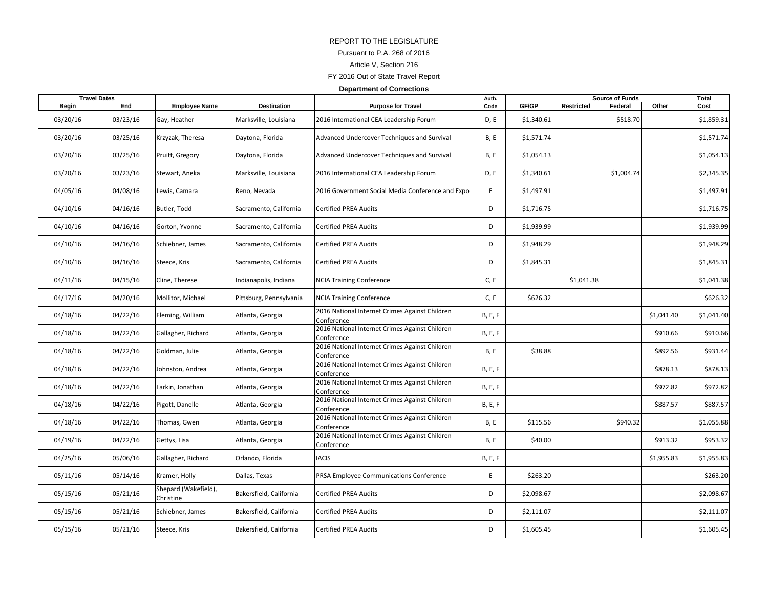REPORT TO THE LEGISLATURE

Pursuant to P.A. 268 of 2016

Article V, Section 216

FY 2016 Out of State Travel Report

**Department of Corrections**

| Travel Dates | | | | | Auth. | | Source of Funds | | | | Total |
|---|---|---|---|---|---|---|---|---|---|---|---|
| Begin | End | Employee Name | Destination | Purpose for Travel | Code | GF/GP | Restricted | Federal | Other | | Cost |
| 03/20/16 | 03/23/16 | Gay, Heather | Marksville, Louisiana | 2016 International CEA Leadership Forum | D, E | $1,340.61 | | $518.70 | | | $1,859.31 |
| 03/20/16 | 03/25/16 | Krzyzak, Theresa | Daytona, Florida | Advanced Undercover Techniques and Survival | B, E | $1,571.74 | | | | | $1,571.74 |
| 03/20/16 | 03/25/16 | Pruitt, Gregory | Daytona, Florida | Advanced Undercover Techniques and Survival | B, E | $1,054.13 | | | | | $1,054.13 |
| 03/20/16 | 03/23/16 | Stewart, Aneka | Marksville, Louisiana | 2016 International CEA Leadership Forum | D, E | $1,340.61 | | $1,004.74 | | | $2,345.35 |
| 04/05/16 | 04/08/16 | Lewis, Camara | Reno, Nevada | 2016 Government Social Media Conference and Expo | E | $1,497.91 | | | | | $1,497.91 |
| 04/10/16 | 04/16/16 | Butler, Todd | Sacramento, California | Certified PREA Audits | D | $1,716.75 | | | | | $1,716.75 |
| 04/10/16 | 04/16/16 | Gorton, Yvonne | Sacramento, California | Certified PREA Audits | D | $1,939.99 | | | | | $1,939.99 |
| 04/10/16 | 04/16/16 | Schiebner, James | Sacramento, California | Certified PREA Audits | D | $1,948.29 | | | | | $1,948.29 |
| 04/10/16 | 04/16/16 | Steece, Kris | Sacramento, California | Certified PREA Audits | D | $1,845.31 | | | | | $1,845.31 |
| 04/11/16 | 04/15/16 | Cline, Therese | Indianapolis, Indiana | NCIA Training Conference | C, E | | $1,041.38 | | | | $1,041.38 |
| 04/17/16 | 04/20/16 | Mollitor, Michael | Pittsburg, Pennsylvania | NCIA Training Conference | C, E | $626.32 | | | | | $626.32 |
| 04/18/16 | 04/22/16 | Fleming, William | Atlanta, Georgia | 2016 National Internet Crimes Against Children Conference | B, E, F | | | | $1,041.40 | | $1,041.40 |
| 04/18/16 | 04/22/16 | Gallagher, Richard | Atlanta, Georgia | 2016 National Internet Crimes Against Children Conference | B, E, F | | | | $910.66 | | $910.66 |
| 04/18/16 | 04/22/16 | Goldman, Julie | Atlanta, Georgia | 2016 National Internet Crimes Against Children Conference | B, E | $38.88 | | | $892.56 | | $931.44 |
| 04/18/16 | 04/22/16 | Johnston, Andrea | Atlanta, Georgia | 2016 National Internet Crimes Against Children Conference | B, E, F | | | | $878.13 | | $878.13 |
| 04/18/16 | 04/22/16 | Larkin, Jonathan | Atlanta, Georgia | 2016 National Internet Crimes Against Children Conference | B, E, F | | | | $972.82 | | $972.82 |
| 04/18/16 | 04/22/16 | Pigott, Danelle | Atlanta, Georgia | 2016 National Internet Crimes Against Children Conference | B, E, F | | | | $887.57 | | $887.57 |
| 04/18/16 | 04/22/16 | Thomas, Gwen | Atlanta, Georgia | 2016 National Internet Crimes Against Children Conference | B, E | $115.56 | | $940.32 | | | $1,055.88 |
| 04/19/16 | 04/22/16 | Gettys, Lisa | Atlanta, Georgia | 2016 National Internet Crimes Against Children Conference | B, E | $40.00 | | | $913.32 | | $953.32 |
| 04/25/16 | 05/06/16 | Gallagher, Richard | Orlando, Florida | IACIS | B, E, F | | | | $1,955.83 | | $1,955.83 |
| 05/11/16 | 05/14/16 | Kramer, Holly | Dallas, Texas | PRSA Employee Communications Conference | E | $263.20 | | | | | $263.20 |
| 05/15/16 | 05/21/16 | Shepard (Wakefield), Christine | Bakersfield, California | Certified PREA Audits | D | $2,098.67 | | | | | $2,098.67 |
| 05/15/16 | 05/21/16 | Schiebner, James | Bakersfield, California | Certified PREA Audits | D | $2,111.07 | | | | | $2,111.07 |
| 05/15/16 | 05/21/16 | Steece, Kris | Bakersfield, California | Certified PREA Audits | D | $1,605.45 | | | | | $1,605.45 |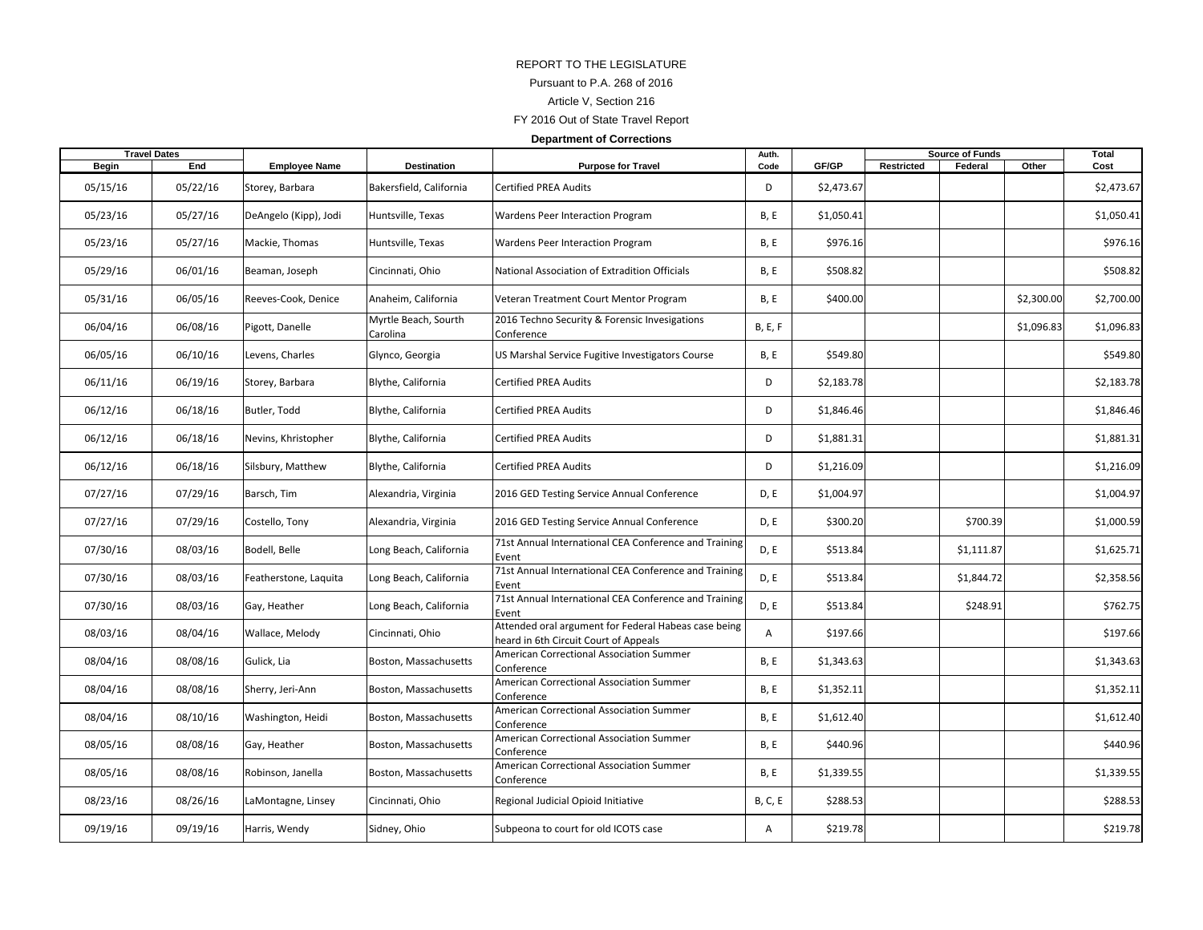REPORT TO THE LEGISLATURE

Pursuant to P.A. 268 of 2016

Article V, Section 216

FY 2016 Out of State Travel Report

**Department of Corrections**

| Travel Dates | | | | | Auth. | | Source of Funds | | | Total |
|---|---|---|---|---|---|---|---|---|---|---|
| Begin | End | Employee Name | Destination | Purpose for Travel | Code | GF/GP | Restricted | Federal | Other | Cost |
| 05/15/16 | 05/22/16 | Storey, Barbara | Bakersfield, California | Certified PREA Audits | D | $2,473.67 | | | | $2,473.67 |
| 05/23/16 | 05/27/16 | DeAngelo (Kipp), Jodi | Huntsville, Texas | Wardens Peer Interaction Program | B, E | $1,050.41 | | | | $1,050.41 |
| 05/23/16 | 05/27/16 | Mackie, Thomas | Huntsville, Texas | Wardens Peer Interaction Program | B, E | $976.16 | | | | $976.16 |
| 05/29/16 | 06/01/16 | Beaman, Joseph | Cincinnati, Ohio | National Association of Extradition Officials | B, E | $508.82 | | | | $508.82 |
| 05/31/16 | 06/05/16 | Reeves-Cook, Denice | Anaheim, California | Veteran Treatment Court Mentor Program | B, E | $400.00 | | | $2,300.00 | $2,700.00 |
| 06/04/16 | 06/08/16 | Pigott, Danelle | Myrtle Beach, Sourth Carolina | 2016 Techno Security & Forensic Invesigations Conference | B, E, F | | | | $1,096.83 | $1,096.83 |
| 06/05/16 | 06/10/16 | Levens, Charles | Glynco, Georgia | US Marshal Service Fugitive Investigators Course | B, E | $549.80 | | | | $549.80 |
| 06/11/16 | 06/19/16 | Storey, Barbara | Blythe, California | Certified PREA Audits | D | $2,183.78 | | | | $2,183.78 |
| 06/12/16 | 06/18/16 | Butler, Todd | Blythe, California | Certified PREA Audits | D | $1,846.46 | | | | $1,846.46 |
| 06/12/16 | 06/18/16 | Nevins, Khristopher | Blythe, California | Certified PREA Audits | D | $1,881.31 | | | | $1,881.31 |
| 06/12/16 | 06/18/16 | Silsbury, Matthew | Blythe, California | Certified PREA Audits | D | $1,216.09 | | | | $1,216.09 |
| 07/27/16 | 07/29/16 | Barsch, Tim | Alexandria, Virginia | 2016 GED Testing Service Annual Conference | D, E | $1,004.97 | | | | $1,004.97 |
| 07/27/16 | 07/29/16 | Costello, Tony | Alexandria, Virginia | 2016 GED Testing Service Annual Conference | D, E | $300.20 | | $700.39 | | $1,000.59 |
| 07/30/16 | 08/03/16 | Bodell, Belle | Long Beach, California | 71st Annual International CEA Conference and Training Event | D, E | $513.84 | | $1,111.87 | | $1,625.71 |
| 07/30/16 | 08/03/16 | Featherstone, Laquita | Long Beach, California | 71st Annual International CEA Conference and Training Event | D, E | $513.84 | | $1,844.72 | | $2,358.56 |
| 07/30/16 | 08/03/16 | Gay, Heather | Long Beach, California | 71st Annual International CEA Conference and Training Event | D, E | $513.84 | | $248.91 | | $762.75 |
| 08/03/16 | 08/04/16 | Wallace, Melody | Cincinnati, Ohio | Attended oral argument for Federal Habeas case being heard in 6th Circuit Court of Appeals | A | $197.66 | | | | $197.66 |
| 08/04/16 | 08/08/16 | Gulick, Lia | Boston, Massachusetts | American Correctional Association Summer Conference | B, E | $1,343.63 | | | | $1,343.63 |
| 08/04/16 | 08/08/16 | Sherry, Jeri-Ann | Boston, Massachusetts | American Correctional Association Summer Conference | B, E | $1,352.11 | | | | $1,352.11 |
| 08/04/16 | 08/10/16 | Washington, Heidi | Boston, Massachusetts | American Correctional Association Summer Conference | B, E | $1,612.40 | | | | $1,612.40 |
| 08/05/16 | 08/08/16 | Gay, Heather | Boston, Massachusetts | American Correctional Association Summer Conference | B, E | $440.96 | | | | $440.96 |
| 08/05/16 | 08/08/16 | Robinson, Janella | Boston, Massachusetts | American Correctional Association Summer Conference | B, E | $1,339.55 | | | | $1,339.55 |
| 08/23/16 | 08/26/16 | LaMontagne, Linsey | Cincinnati, Ohio | Regional Judicial Opioid Initiative | B, C, E | $288.53 | | | | $288.53 |
| 09/19/16 | 09/19/16 | Harris, Wendy | Sidney, Ohio | Subpeona to court for old ICOTS case | A | $219.78 | | | | $219.78 |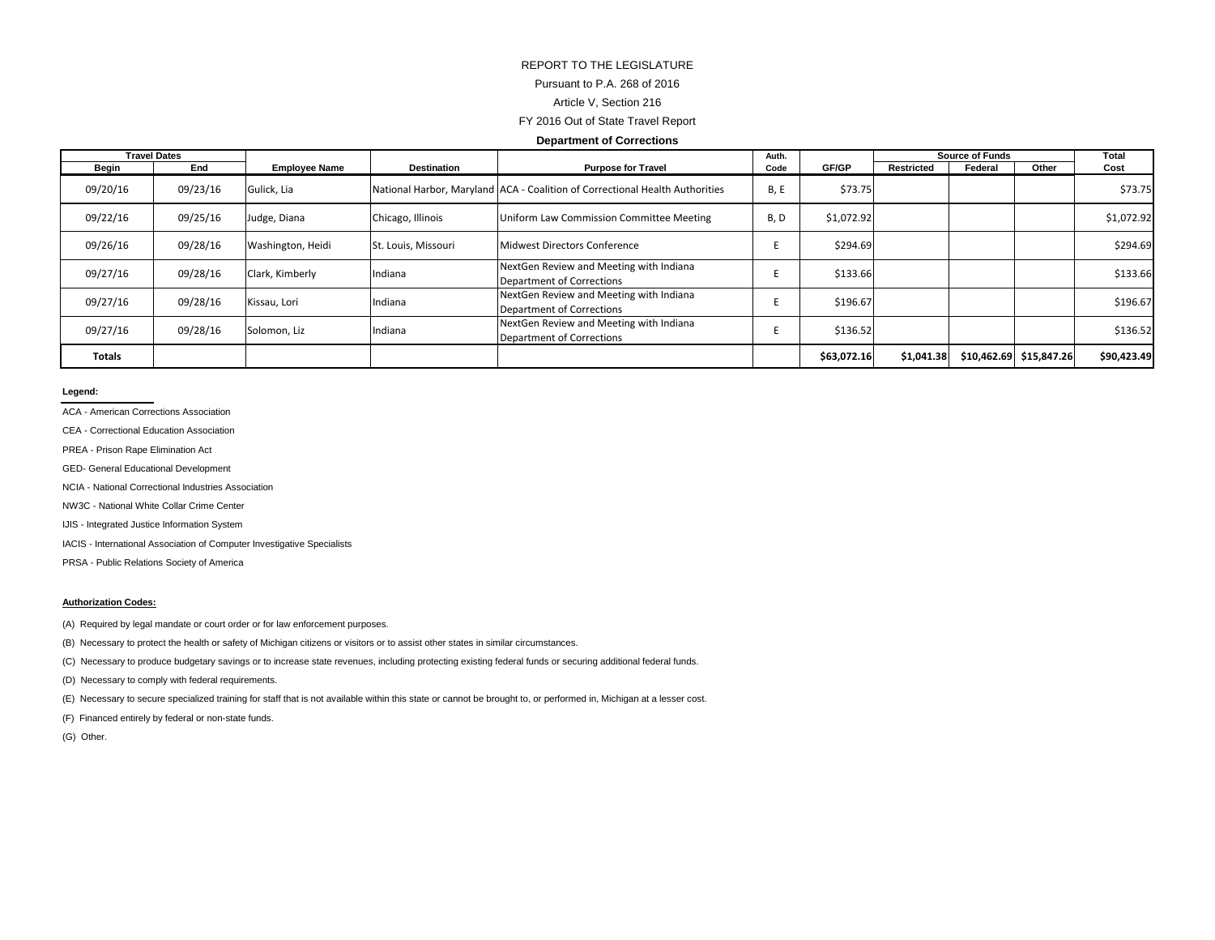REPORT TO THE LEGISLATURE

Pursuant to P.A. 268 of 2016

Article V, Section 216

FY 2016 Out of State Travel Report

**Department of Corrections**

| Travel Dates | | | | | Auth. | | Source of Funds | | | Total |
|---|---|---|---|---|---|---|---|---|---|---|
| Begin | End | Employee Name | Destination | Purpose for Travel | Code | GF/GP | Restricted | Federal | Other | Cost |
| 09/20/16 | 09/23/16 | Gulick, Lia | National Harbor, Maryland | ACA - Coalition of Correctional Health Authorities | B, E | $73.75 | | | | $73.75 |
| 09/22/16 | 09/25/16 | Judge, Diana | Chicago, Illinois | Uniform Law Commission Committee Meeting | B, D | $1,072.92 | | | | $1,072.92 |
| 09/26/16 | 09/28/16 | Washington, Heidi | St. Louis, Missouri | Midwest Directors Conference | E | $294.69 | | | | $294.69 |
| 09/27/16 | 09/28/16 | Clark, Kimberly | Indiana | NextGen Review and Meeting with Indiana Department of Corrections | E | $133.66 | | | | $133.66 |
| 09/27/16 | 09/28/16 | Kissau, Lori | Indiana | NextGen Review and Meeting with Indiana Department of Corrections | E | $196.67 | | | | $196.67 |
| 09/27/16 | 09/28/16 | Solomon, Liz | Indiana | NextGen Review and Meeting with Indiana Department of Corrections | E | $136.52 | | | | $136.52 |
| **Totals** | | | | | | **$63,072.16** | **$1,041.38** | **$10,462.69** | **$15,847.26** | **$90,423.49** |

**Legend:**

ACA - American Corrections Association

CEA - Correctional Education Association

PREA - Prison Rape Elimination Act

GED- General Educational Development

NCIA - National Correctional Industries Association

NW3C - National White Collar Crime Center

IJIS - Integrated Justice Information System

IACIS - International Association of Computer Investigative Specialists

PRSA - Public Relations Society of America

**Authorization Codes:**

(A) Required by legal mandate or court order or for law enforcement purposes.

(B) Necessary to protect the health or safety of Michigan citizens or visitors or to assist other states in similar circumstances.

(C) Necessary to produce budgetary savings or to increase state revenues, including protecting existing federal funds or securing additional federal funds.

(D) Necessary to comply with federal requirements.

(E) Necessary to secure specialized training for staff that is not available within this state or cannot be brought to, or performed in, Michigan at a lesser cost.

(F) Financed entirely by federal or non-state funds.

(G) Other.